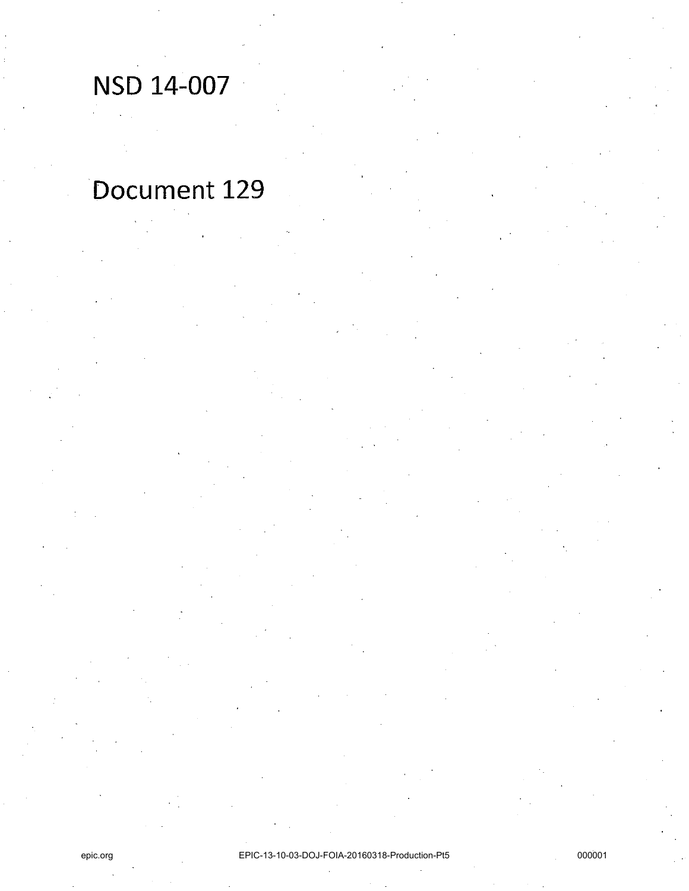# NSD 14-007

# Document 129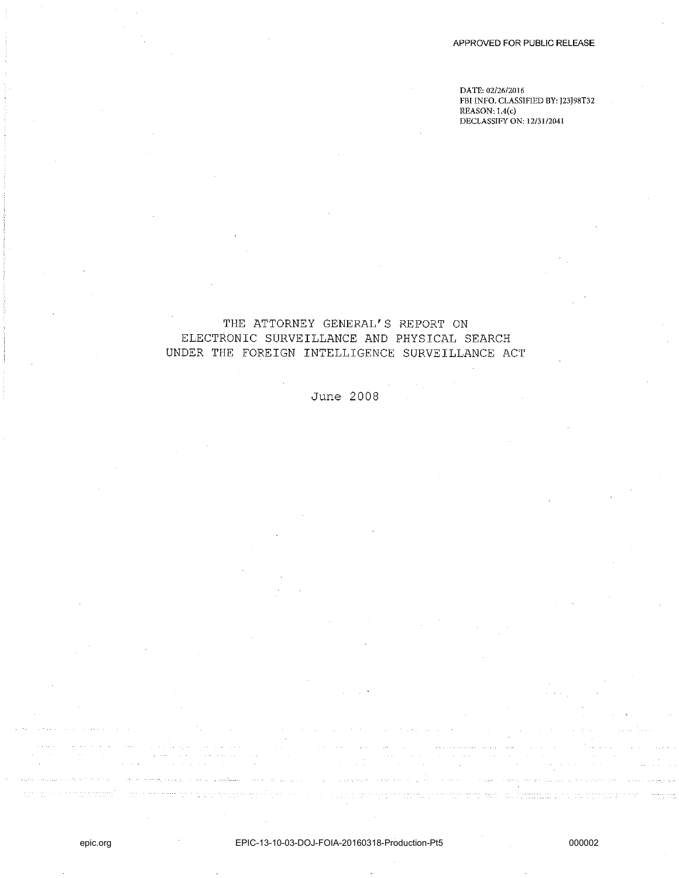APPROVED FOR PUBLIC RELEASE

DATE: 02/26/2016
FBI INFO. CLASSIFIED BY: J23J98T32
REASON: 1.4(c)
DECLASSIFY ON: 12/31/2041

# THE ATTORNEY GENERAL'S REPORT ON ELECTRONIC SURVEILLANCE AND PHYSICAL SEARCH UNDER THE FOREIGN INTELLIGENCE SURVEILLANCE ACT

June 2008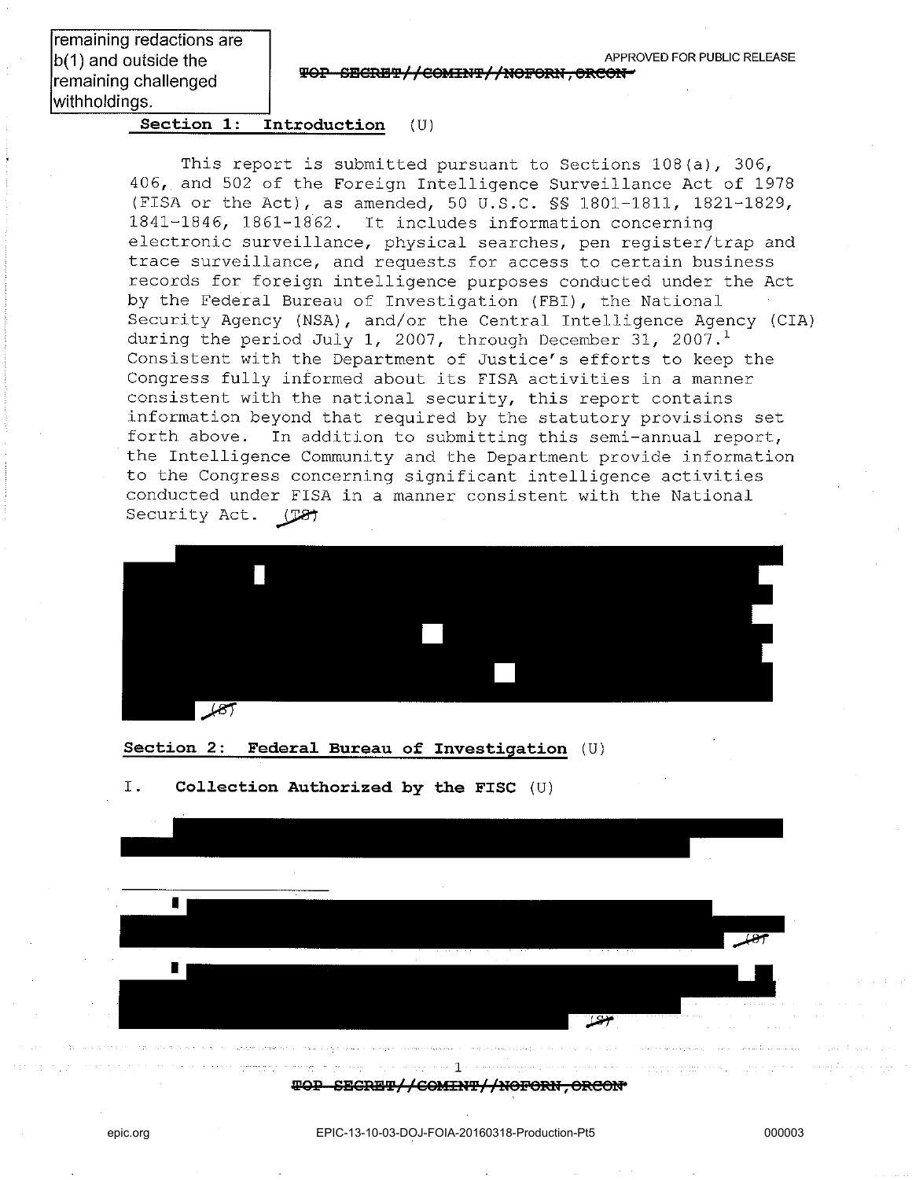remaining redactions are b(1) and outside the remaining challenged withholdings.

APPROVED FOR PUBLIC RELEASE

~~TOP SECRET//COMINT//NOFORN,ORCON~~

## Section 1: Introduction (U)

This report is submitted pursuant to Sections 108(a), 306, 406, and 502 of the Foreign Intelligence Surveillance Act of 1978 (FISA or the Act), as amended, 50 U.S.C. §§ 1801-1811, 1821-1829, 1841-1846, 1861-1862. It includes information concerning electronic surveillance, physical searches, pen register/trap and trace surveillance, and requests for access to certain business records for foreign intelligence purposes conducted under the Act by the Federal Bureau of Investigation (FBI), the National Security Agency (NSA), and/or the Central Intelligence Agency (CIA) during the period July 1, 2007, through December 31, 2007.[1] Consistent with the Department of Justice's efforts to keep the Congress fully informed about its FISA activities in a manner consistent with the national security, this report contains information beyond that required by the statutory provisions set forth above. In addition to submitting this semi-annual report, the Intelligence Community and the Department provide information to the Congress concerning significant intelligence activities conducted under FISA in a manner consistent with the National Security Act. ~~(TS)~~

[REDACTED] ~~(S)~~

## Section 2: Federal Bureau of Investigation (U)

### I. Collection Authorized by the FISC (U)

[REDACTED]

[REDACTED] ~~(S)~~

[REDACTED] ~~(S)~~

~~TOP SECRET//COMINT//NOFORN,ORCON~~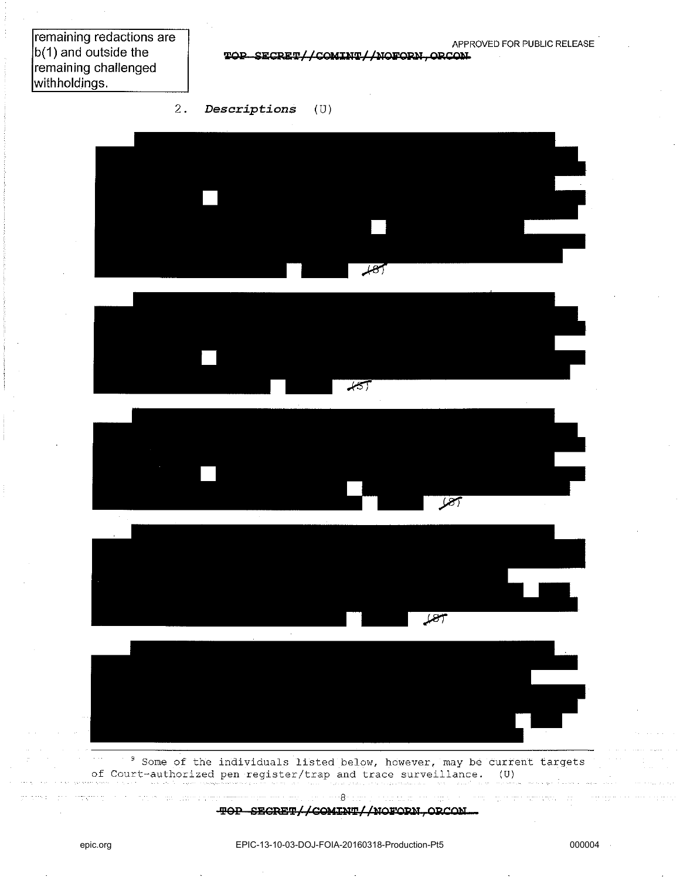remaining redactions are b(1) and outside the remaining challenged withholdings.

APPROVED FOR PUBLIC RELEASE

~~TOP SECRET//COMINT//NOFORN,ORCON~~

2. *Descriptions* (U)

(S)

(S)

(S)

(S)

---

[9] Some of the individuals listed below, however, may be current targets of Court-authorized pen register/trap and trace surveillance. (U)

~~TOP SECRET//COMINT//NOFORN,ORCON~~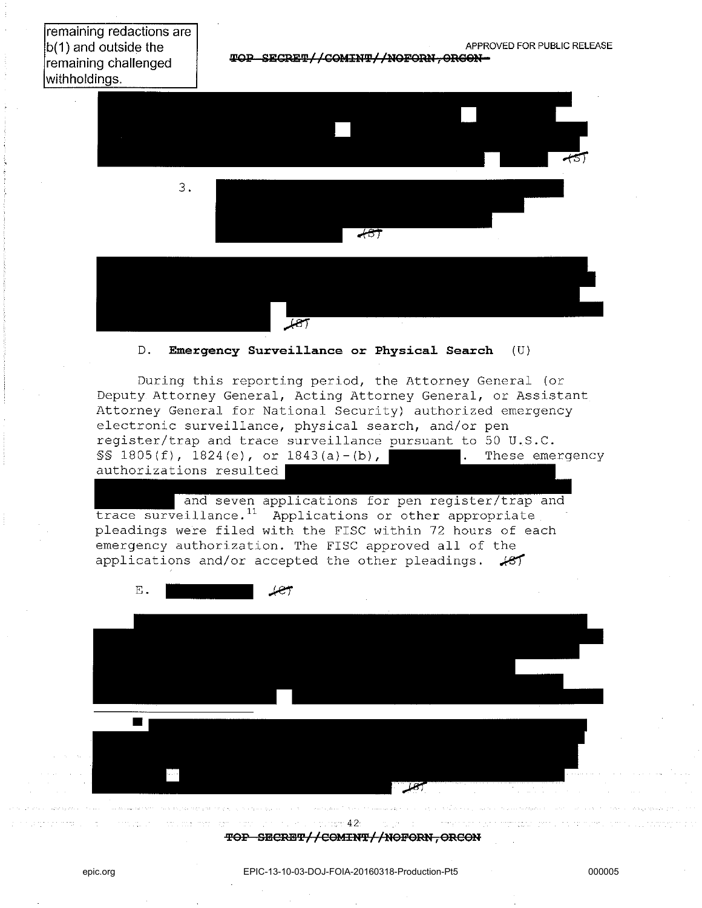remaining redactions are b(1) and outside the remaining challenged withholdings.

APPROVED FOR PUBLIC RELEASE

~~TOP SECRET//COMINT//NOFORN,ORCON~~

(S)

3. (S)

(S)

D. **Emergency Surveillance or Physical Search** (U)

During this reporting period, the Attorney General (or Deputy Attorney General, Acting Attorney General, or Assistant Attorney General for National Security) authorized emergency electronic surveillance, physical search, and/or pen register/trap and trace surveillance pursuant to 50 U.S.C. §§ 1805(f), 1824(e), or 1843(a)-(b), . These emergency authorizations resulted and seven applications for pen register/trap and trace surveillance.[11] Applications or other appropriate pleadings were filed with the FISC within 72 hours of each emergency authorization. The FISC approved all of the applications and/or accepted the other pleadings. (S)

E. (C)

(S)

~~TOP SECRET//COMINT//NOFORN,ORCON~~

epic.org EPIC-13-10-03-DOJ-FOIA-20160318-Production-Pt5 000005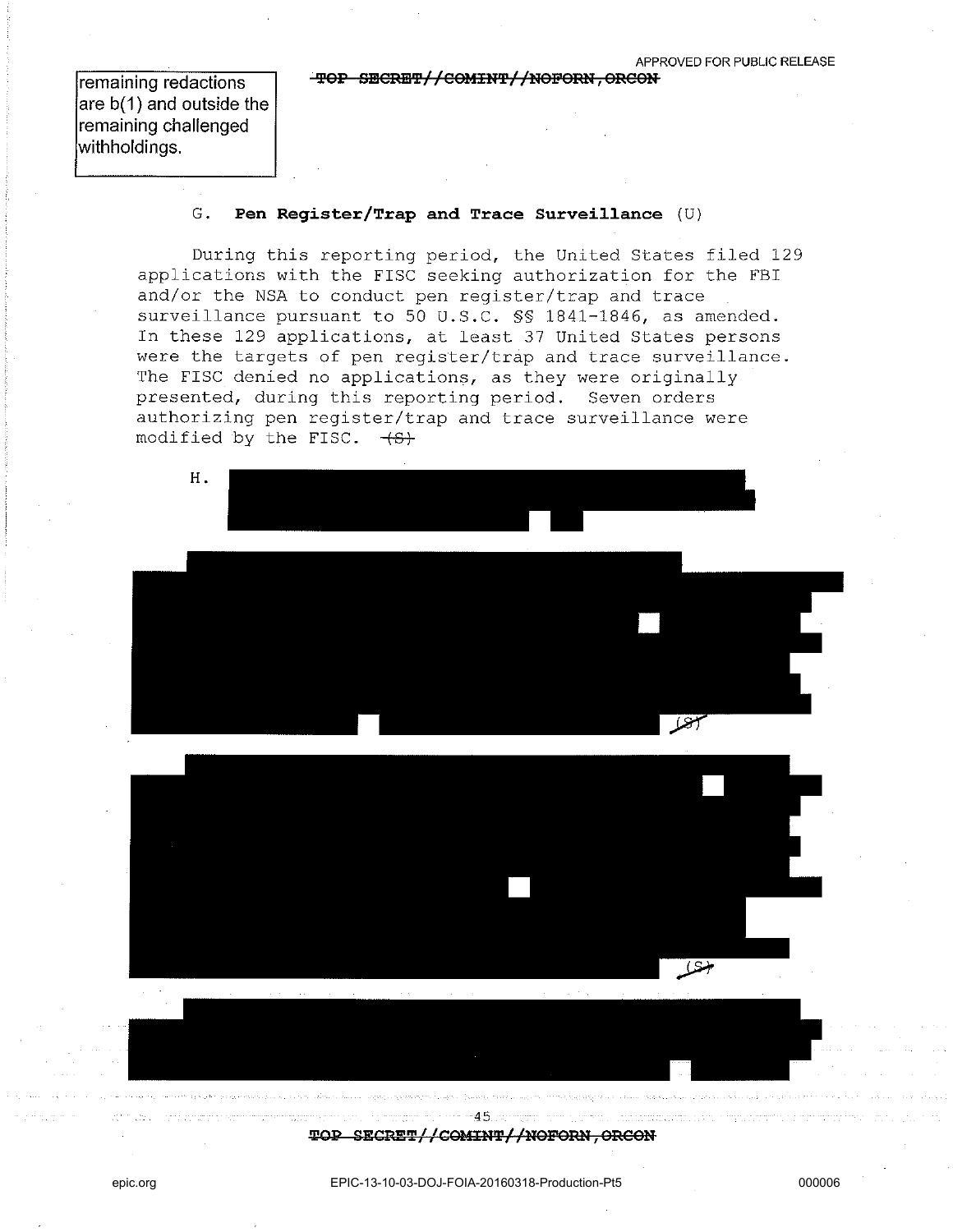remaining redactions are b(1) and outside the remaining challenged withholdings.

TOP SECRET//COMINT//NOFORN,ORCON

G. **Pen Register/Trap and Trace Surveillance** (U)

During this reporting period, the United States filed 129 applications with the FISC seeking authorization for the FBI and/or the NSA to conduct pen register/trap and trace surveillance pursuant to 50 U.S.C. §§ 1841-1846, as amended. In these 129 applications, at least 37 United States persons were the targets of pen register/trap and trace surveillance. The FISC denied no applications, as they were originally presented, during this reporting period. Seven orders authorizing pen register/trap and trace surveillance were modified by the FISC. (S)

H.

(S)

(S)

TOP SECRET//COMINT//NOFORN,ORCON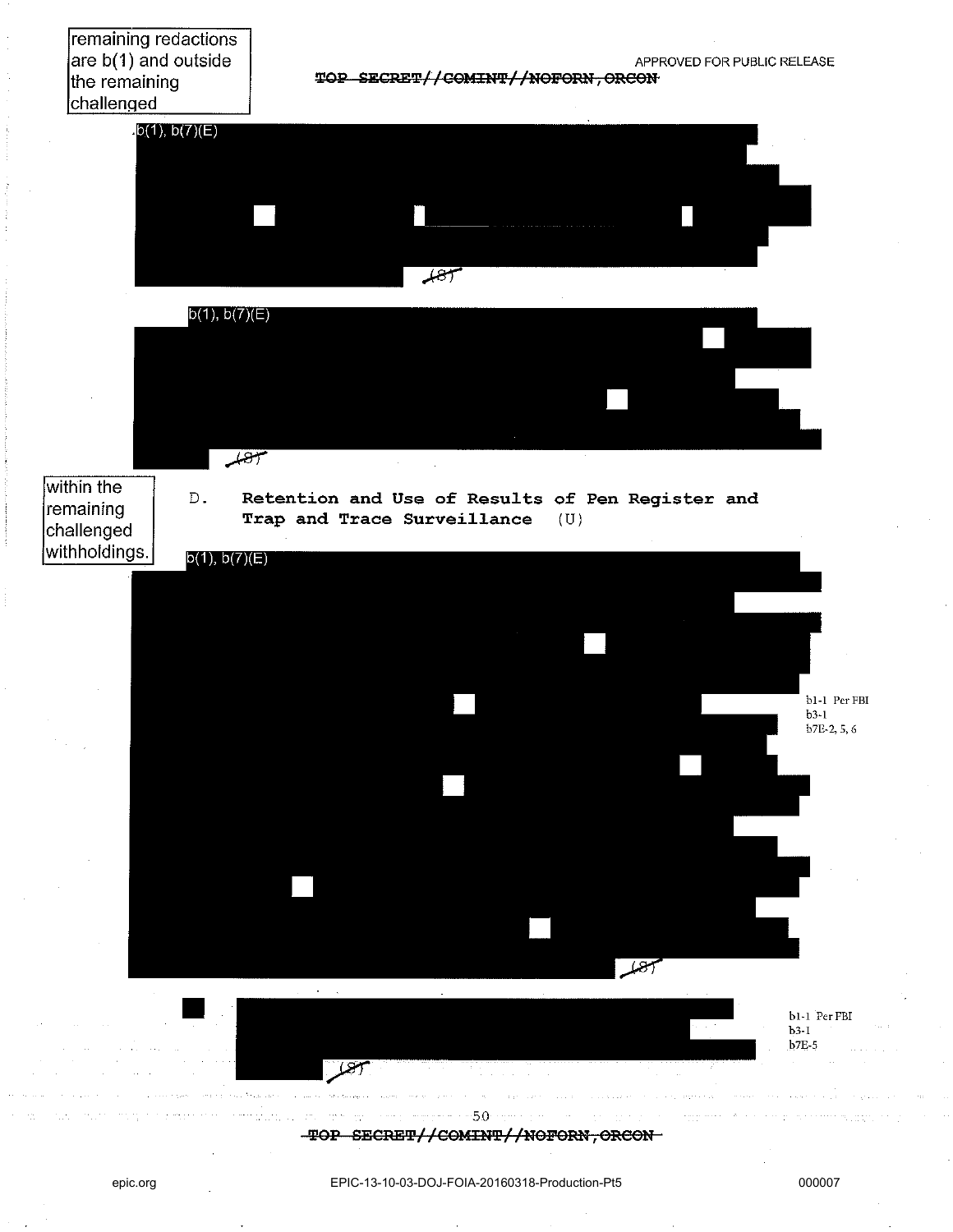remaining redactions are b(1) and outside the remaining challenged

APPROVED FOR PUBLIC RELEASE

~~TOP SECRET//COMINT//NOFORN,ORCON~~

b(1), b(7)(E)

~~(S)~~

b(1), b(7)(E)

~~(S)~~

within the remaining challenged withholdings.

D. **Retention and Use of Results of Pen Register and Trap and Trace Surveillance** (U)

b(1), b(7)(E)

~~(S)~~

b1-1 Per FBI
b3-1
b7E-2, 5, 6

~~(S)~~

b1-1 Per FBI
b3-1
b7E-5

~~TOP SECRET//COMINT//NOFORN,ORCON~~

epic.org EPIC-13-10-03-DOJ-FOIA-20160318-Production-Pt5 000007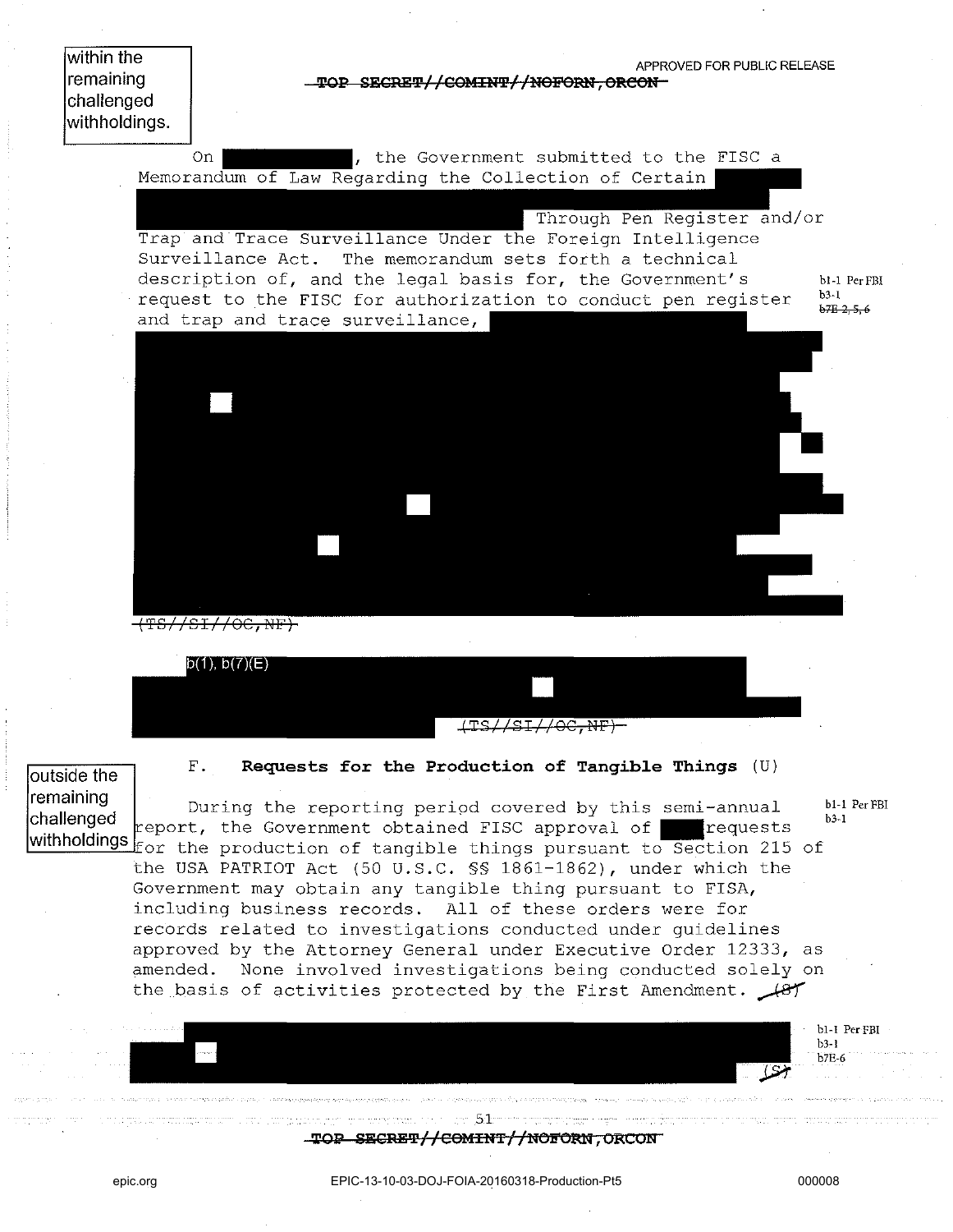within the remaining challenged withholdings.

APPROVED FOR PUBLIC RELEASE

~~TOP SECRET//COMINT//NOFORN,ORCON~~

On [REDACTED], the Government submitted to the FISC a Memorandum of Law Regarding the Collection of Certain [REDACTED] Through Pen Register and/or Trap and Trace Surveillance Under the Foreign Intelligence Surveillance Act. The memorandum sets forth a technical description of, and the legal basis for, the Government's request to the FISC for authorization to conduct pen register and trap and trace surveillance, [REDACTED]

b1-1 Per FBI
b3-1
~~b7E-2, 5, 6~~

~~(TS//SI//OC,NF)~~

b(1), b(7)(E) [REDACTED] ~~(TS//SI//OC,NF)~~

outside the remaining challenged withholdings

### F. **Requests for the Production of Tangible Things** (U)

During the reporting period covered by this semi-annual report, the Government obtained FISC approval of [REDACTED] requests for the production of tangible things pursuant to Section 215 of the USA PATRIOT Act (50 U.S.C. §§ 1861-1862), under which the Government may obtain any tangible thing pursuant to FISA, including business records. All of these orders were for records related to investigations conducted under guidelines approved by the Attorney General under Executive Order 12333, as amended. None involved investigations being conducted solely on the basis of activities protected by the First Amendment. ~~(S)~~

b1-1 Per FBI
b3-1

[REDACTED] ~~(S)~~

b1-1 Per FBI
b3-1
b7E-6

~~TOP SECRET//COMINT//NOFORN,ORCON~~

epic.org EPIC-13-10-03-DOJ-FOIA-20160318-Production-Pt5 000008